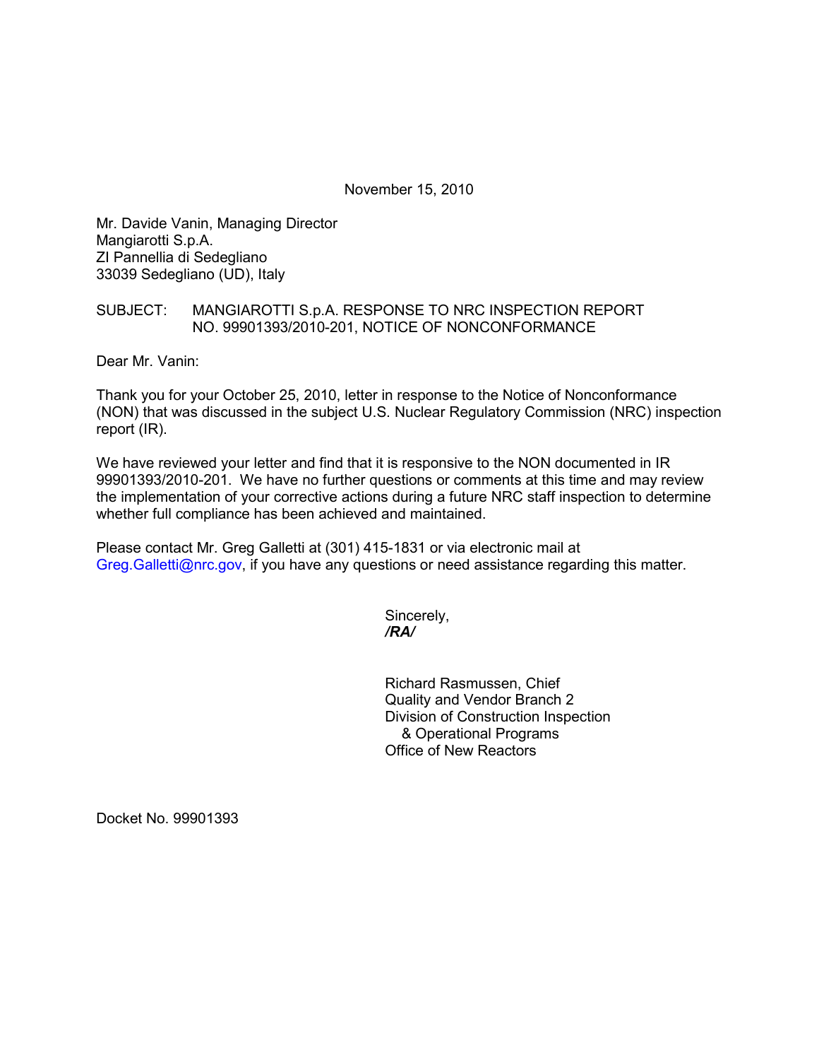November 15, 2010

Mr. Davide Vanin, Managing Director
Mangiarotti S.p.A.
ZI Pannellia di Sedegliano
33039 Sedegliano (UD), Italy

SUBJECT: MANGIAROTTI S.p.A. RESPONSE TO NRC INSPECTION REPORT NO. 99901393/2010-201, NOTICE OF NONCONFORMANCE

Dear Mr. Vanin:

Thank you for your October 25, 2010, letter in response to the Notice of Nonconformance (NON) that was discussed in the subject U.S. Nuclear Regulatory Commission (NRC) inspection report (IR).

We have reviewed your letter and find that it is responsive to the NON documented in IR 99901393/2010-201. We have no further questions or comments at this time and may review the implementation of your corrective actions during a future NRC staff inspection to determine whether full compliance has been achieved and maintained.

Please contact Mr. Greg Galletti at (301) 415-1831 or via electronic mail at Greg.Galletti@nrc.gov, if you have any questions or need assistance regarding this matter.

Sincerely,
***/RA/***

Richard Rasmussen, Chief
Quality and Vendor Branch 2
Division of Construction Inspection
& Operational Programs
Office of New Reactors

Docket No. 99901393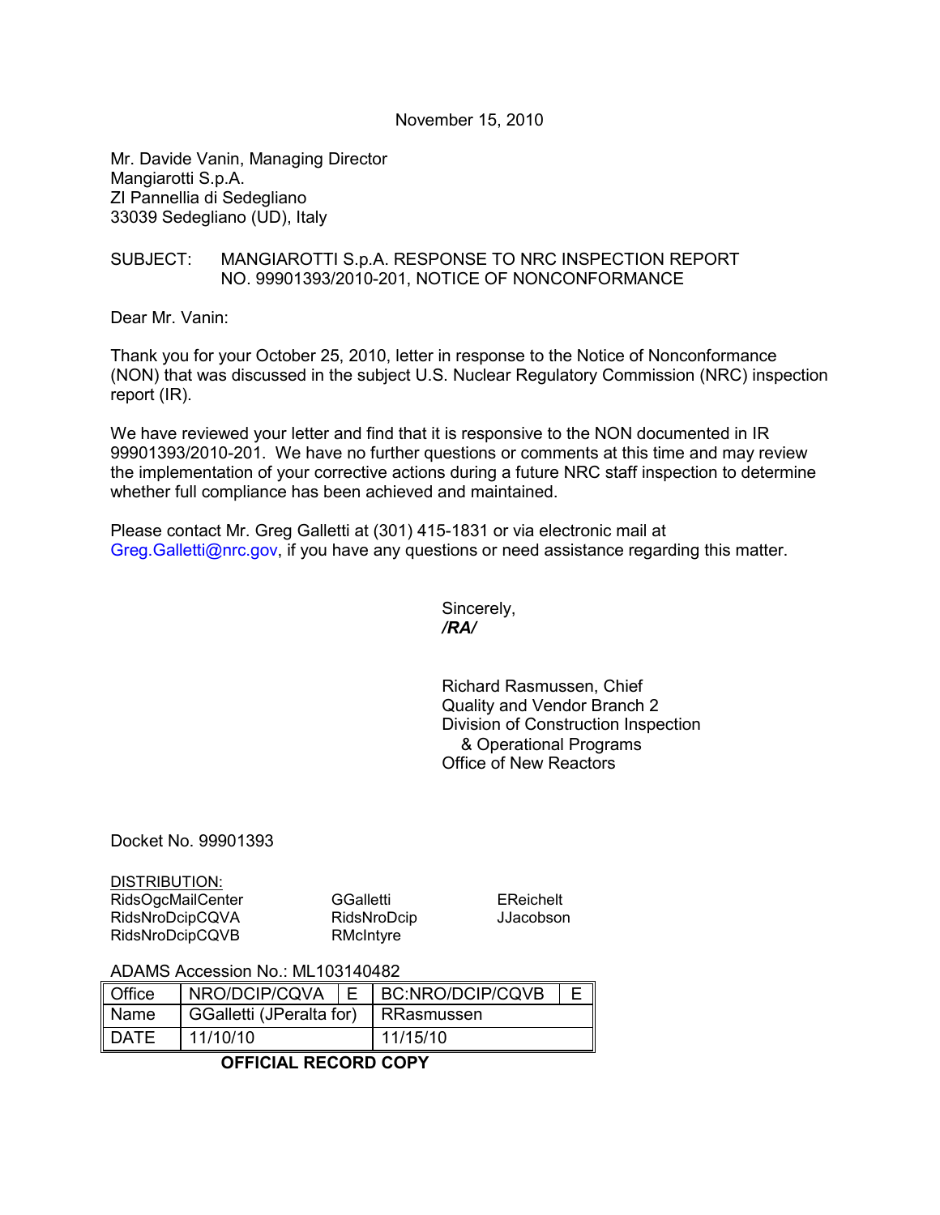November 15, 2010

Mr. Davide Vanin, Managing Director
Mangiarotti S.p.A.
ZI Pannellia di Sedegliano
33039 Sedegliano (UD), Italy

SUBJECT: MANGIAROTTI S.p.A. RESPONSE TO NRC INSPECTION REPORT NO. 99901393/2010-201, NOTICE OF NONCONFORMANCE

Dear Mr. Vanin:

Thank you for your October 25, 2010, letter in response to the Notice of Nonconformance (NON) that was discussed in the subject U.S. Nuclear Regulatory Commission (NRC) inspection report (IR).

We have reviewed your letter and find that it is responsive to the NON documented in IR 99901393/2010-201. We have no further questions or comments at this time and may review the implementation of your corrective actions during a future NRC staff inspection to determine whether full compliance has been achieved and maintained.

Please contact Mr. Greg Galletti at (301) 415-1831 or via electronic mail at Greg.Galletti@nrc.gov, if you have any questions or need assistance regarding this matter.

Sincerely,
***/RA/***

Richard Rasmussen, Chief
Quality and Vendor Branch 2
Division of Construction Inspection
& Operational Programs
Office of New Reactors

Docket No. 99901393

DISTRIBUTION:

| | | |
|---|---|---|
| RidsOgcMailCenter | GGalletti | EReichelt |
| RidsNroDcipCQVA | RidsNroDcip | JJacobson |
| RidsNroDcipCQVB | RMcIntyre | |

ADAMS Accession No.: ML103140482

| Office | NRO/DCIP/CQVA E | BC:NRO/DCIP/CQVB E |
|---|---|---|
| Name | GGalletti (JPeralta for) | RRasmussen |
| DATE | 11/10/10 | 11/15/10 |

**OFFICIAL RECORD COPY**